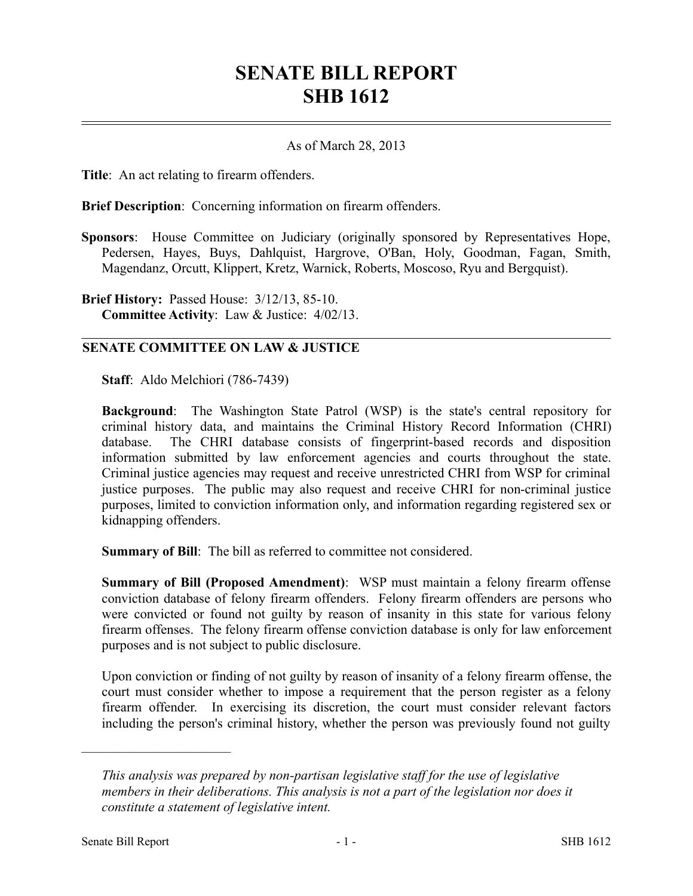# SENATE BILL REPORT
# SHB 1612

As of March 28, 2013

**Title**: An act relating to firearm offenders.

**Brief Description**: Concerning information on firearm offenders.

**Sponsors**: House Committee on Judiciary (originally sponsored by Representatives Hope, Pedersen, Hayes, Buys, Dahlquist, Hargrove, O'Ban, Holy, Goodman, Fagan, Smith, Magendanz, Orcutt, Klippert, Kretz, Warnick, Roberts, Moscoso, Ryu and Bergquist).

**Brief History:** Passed House: 3/12/13, 85-10.
**Committee Activity**: Law & Justice: 4/02/13.

## SENATE COMMITTEE ON LAW & JUSTICE

**Staff**: Aldo Melchiori (786-7439)

**Background**: The Washington State Patrol (WSP) is the state's central repository for criminal history data, and maintains the Criminal History Record Information (CHRI) database. The CHRI database consists of fingerprint-based records and disposition information submitted by law enforcement agencies and courts throughout the state. Criminal justice agencies may request and receive unrestricted CHRI from WSP for criminal justice purposes. The public may also request and receive CHRI for non-criminal justice purposes, limited to conviction information only, and information regarding registered sex or kidnapping offenders.

**Summary of Bill**: The bill as referred to committee not considered.

**Summary of Bill (Proposed Amendment)**: WSP must maintain a felony firearm offense conviction database of felony firearm offenders. Felony firearm offenders are persons who were convicted or found not guilty by reason of insanity in this state for various felony firearm offenses. The felony firearm offense conviction database is only for law enforcement purposes and is not subject to public disclosure.

Upon conviction or finding of not guilty by reason of insanity of a felony firearm offense, the court must consider whether to impose a requirement that the person register as a felony firearm offender. In exercising its discretion, the court must consider relevant factors including the person's criminal history, whether the person was previously found not guilty

---

*This analysis was prepared by non-partisan legislative staff for the use of legislative members in their deliberations. This analysis is not a part of the legislation nor does it constitute a statement of legislative intent.*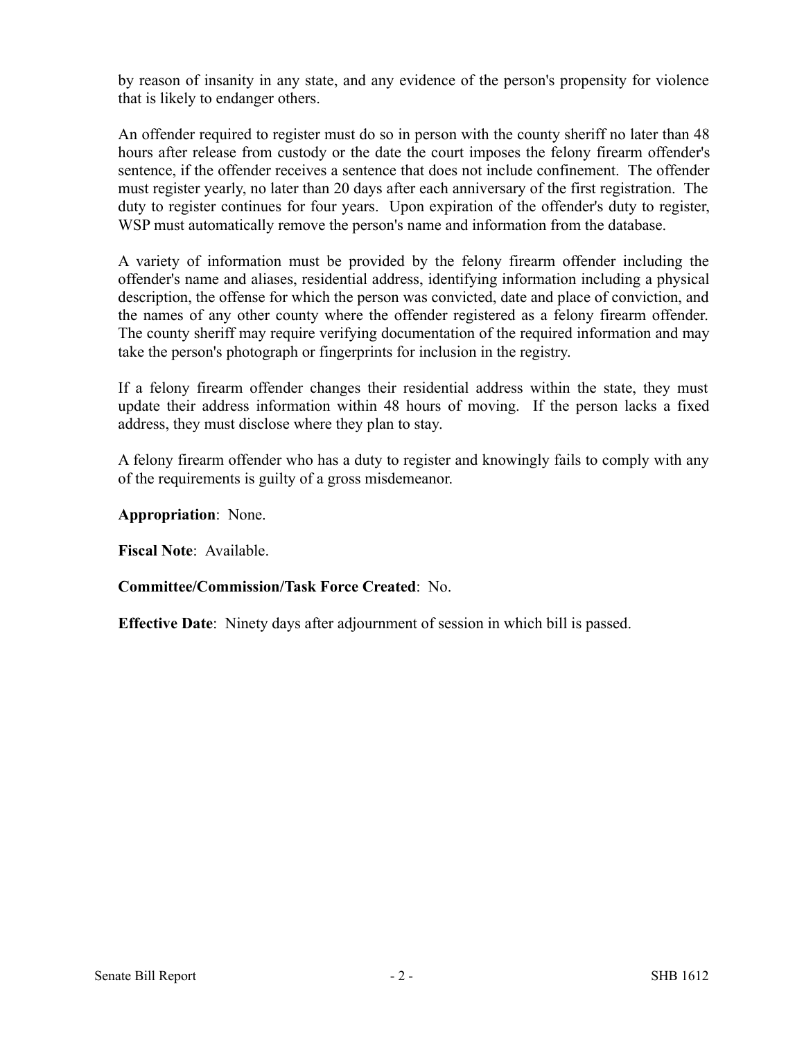by reason of insanity in any state, and any evidence of the person's propensity for violence that is likely to endanger others.

An offender required to register must do so in person with the county sheriff no later than 48 hours after release from custody or the date the court imposes the felony firearm offender's sentence, if the offender receives a sentence that does not include confinement. The offender must register yearly, no later than 20 days after each anniversary of the first registration. The duty to register continues for four years. Upon expiration of the offender's duty to register, WSP must automatically remove the person's name and information from the database.

A variety of information must be provided by the felony firearm offender including the offender's name and aliases, residential address, identifying information including a physical description, the offense for which the person was convicted, date and place of conviction, and the names of any other county where the offender registered as a felony firearm offender. The county sheriff may require verifying documentation of the required information and may take the person's photograph or fingerprints for inclusion in the registry.

If a felony firearm offender changes their residential address within the state, they must update their address information within 48 hours of moving. If the person lacks a fixed address, they must disclose where they plan to stay.

A felony firearm offender who has a duty to register and knowingly fails to comply with any of the requirements is guilty of a gross misdemeanor.

**Appropriation**: None.

**Fiscal Note**: Available.

**Committee/Commission/Task Force Created**: No.

**Effective Date**: Ninety days after adjournment of session in which bill is passed.